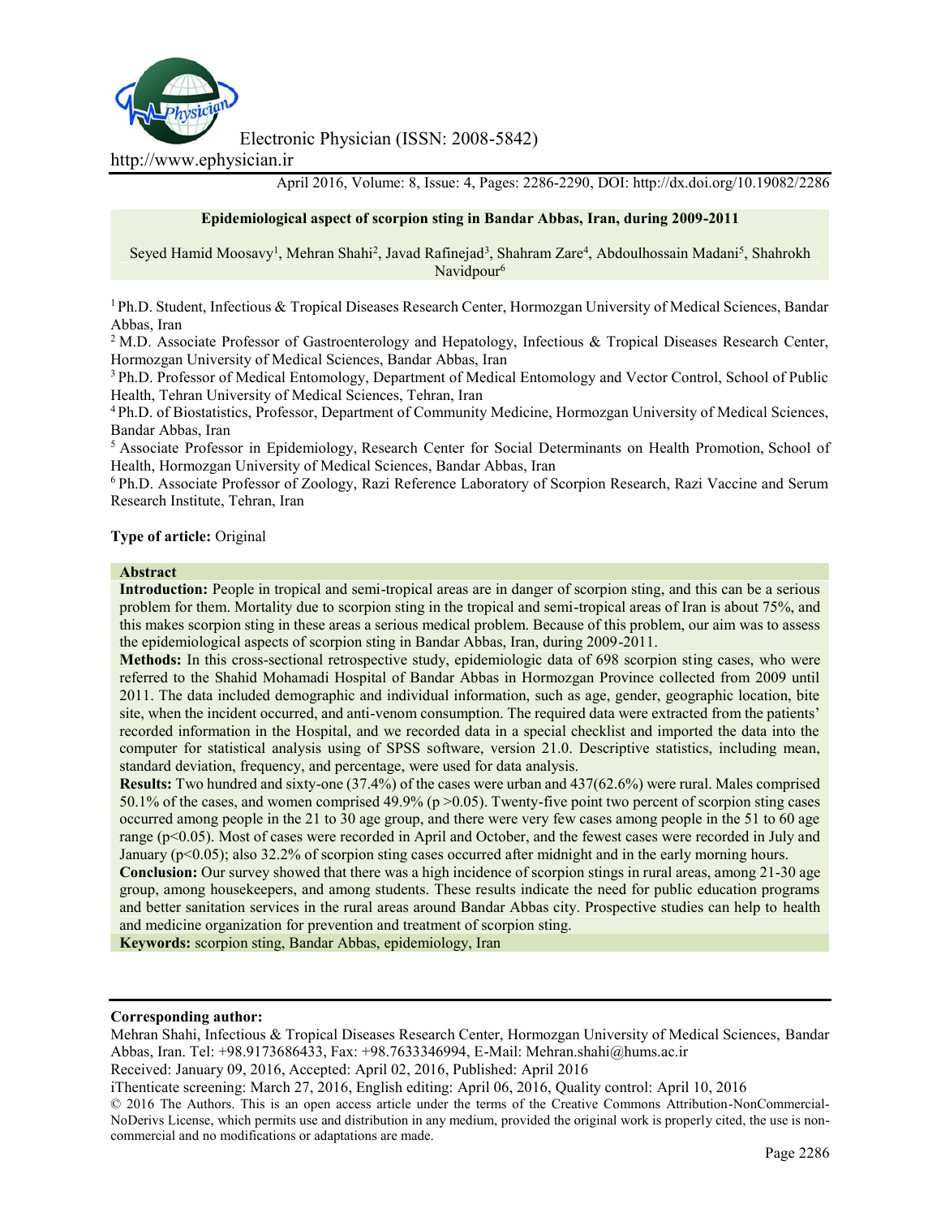Electronic Physician (ISSN: 2008-5842)

http://www.ephysician.ir

April 2016, Volume: 8, Issue: 4, Pages: 2286-2290, DOI: http://dx.doi.org/10.19082/2286

# Epidemiological aspect of scorpion sting in Bandar Abbas, Iran, during 2009-2011

Seyed Hamid Moosavy[1], Mehran Shahi[2], Javad Rafinejad[3], Shahram Zare[4], Abdoulhossain Madani[5], Shahrokh Navidpour[6]

[1] Ph.D. Student, Infectious & Tropical Diseases Research Center, Hormozgan University of Medical Sciences, Bandar Abbas, Iran

[2] M.D. Associate Professor of Gastroenterology and Hepatology, Infectious & Tropical Diseases Research Center, Hormozgan University of Medical Sciences, Bandar Abbas, Iran

[3] Ph.D. Professor of Medical Entomology, Department of Medical Entomology and Vector Control, School of Public Health, Tehran University of Medical Sciences, Tehran, Iran

[4] Ph.D. of Biostatistics, Professor, Department of Community Medicine, Hormozgan University of Medical Sciences, Bandar Abbas, Iran

[5] Associate Professor in Epidemiology, Research Center for Social Determinants on Health Promotion, School of Health, Hormozgan University of Medical Sciences, Bandar Abbas, Iran

[6] Ph.D. Associate Professor of Zoology, Razi Reference Laboratory of Scorpion Research, Razi Vaccine and Serum Research Institute, Tehran, Iran

**Type of article:** Original

## Abstract

**Introduction:** People in tropical and semi-tropical areas are in danger of scorpion sting, and this can be a serious problem for them. Mortality due to scorpion sting in the tropical and semi-tropical areas of Iran is about 75%, and this makes scorpion sting in these areas a serious medical problem. Because of this problem, our aim was to assess the epidemiological aspects of scorpion sting in Bandar Abbas, Iran, during 2009-2011.

**Methods:** In this cross-sectional retrospective study, epidemiologic data of 698 scorpion sting cases, who were referred to the Shahid Mohamadi Hospital of Bandar Abbas in Hormozgan Province collected from 2009 until 2011. The data included demographic and individual information, such as age, gender, geographic location, bite site, when the incident occurred, and anti-venom consumption. The required data were extracted from the patients' recorded information in the Hospital, and we recorded data in a special checklist and imported the data into the computer for statistical analysis using of SPSS software, version 21.0. Descriptive statistics, including mean, standard deviation, frequency, and percentage, were used for data analysis.

**Results:** Two hundred and sixty-one (37.4%) of the cases were urban and 437(62.6%) were rural. Males comprised 50.1% of the cases, and women comprised 49.9% ($p > 0.05$). Twenty-five point two percent of scorpion sting cases occurred among people in the 21 to 30 age group, and there were very few cases among people in the 51 to 60 age range ($p < 0.05$). Most of cases were recorded in April and October, and the fewest cases were recorded in July and January ($p < 0.05$); also 32.2% of scorpion sting cases occurred after midnight and in the early morning hours.

**Conclusion:** Our survey showed that there was a high incidence of scorpion stings in rural areas, among 21-30 age group, among housekeepers, and among students. These results indicate the need for public education programs and better sanitation services in the rural areas around Bandar Abbas city. Prospective studies can help to health and medicine organization for prevention and treatment of scorpion sting.

**Keywords:** scorpion sting, Bandar Abbas, epidemiology, Iran

---

**Corresponding author:**

Mehran Shahi, Infectious & Tropical Diseases Research Center, Hormozgan University of Medical Sciences, Bandar Abbas, Iran. Tel: +98.9173686433, Fax: +98.7633346994, E-Mail: Mehran.shahi@hums.ac.ir

Received: January 09, 2016, Accepted: April 02, 2016, Published: April 2016

iThenticate screening: March 27, 2016, English editing: April 06, 2016, Quality control: April 10, 2016

© 2016 The Authors. This is an open access article under the terms of the Creative Commons Attribution-NonCommercial-NoDerivs License, which permits use and distribution in any medium, provided the original work is properly cited, the use is non-commercial and no modifications or adaptations are made.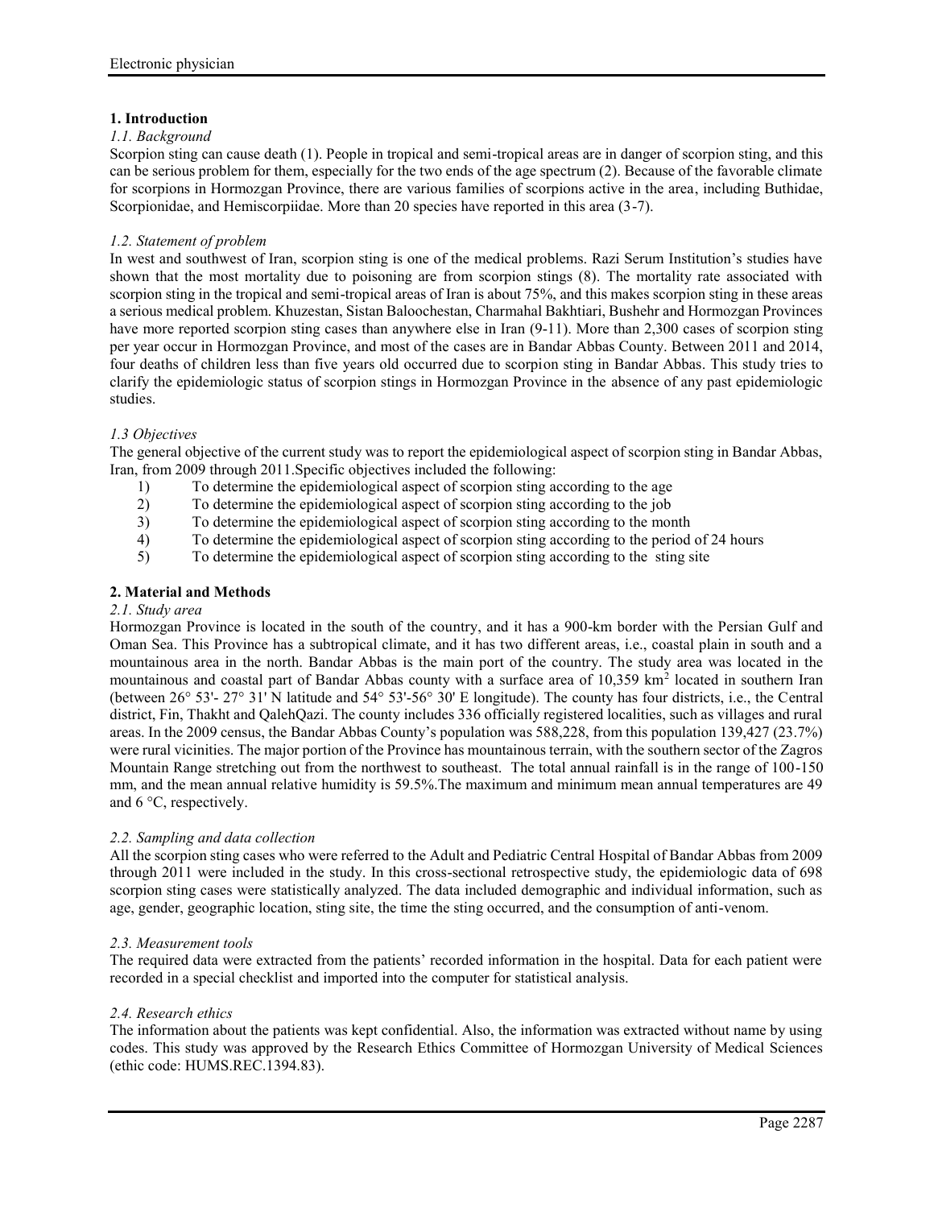## 1. Introduction

### *1.1. Background*

Scorpion sting can cause death (1). People in tropical and semi-tropical areas are in danger of scorpion sting, and this can be serious problem for them, especially for the two ends of the age spectrum (2). Because of the favorable climate for scorpions in Hormozgan Province, there are various families of scorpions active in the area, including Buthidae, Scorpionidae, and Hemiscorpiidae. More than 20 species have reported in this area (3-7).

### *1.2. Statement of problem*

In west and southwest of Iran, scorpion sting is one of the medical problems. Razi Serum Institution's studies have shown that the most mortality due to poisoning are from scorpion stings (8). The mortality rate associated with scorpion sting in the tropical and semi-tropical areas of Iran is about 75%, and this makes scorpion sting in these areas a serious medical problem. Khuzestan, Sistan Baloochestan, Charmahal Bakhtiari, Bushehr and Hormozgan Provinces have more reported scorpion sting cases than anywhere else in Iran (9-11). More than 2,300 cases of scorpion sting per year occur in Hormozgan Province, and most of the cases are in Bandar Abbas County. Between 2011 and 2014, four deaths of children less than five years old occurred due to scorpion sting in Bandar Abbas. This study tries to clarify the epidemiologic status of scorpion stings in Hormozgan Province in the absence of any past epidemiologic studies.

### *1.3 Objectives*

The general objective of the current study was to report the epidemiological aspect of scorpion sting in Bandar Abbas, Iran, from 2009 through 2011.Specific objectives included the following:

1) To determine the epidemiological aspect of scorpion sting according to the age
2) To determine the epidemiological aspect of scorpion sting according to the job
3) To determine the epidemiological aspect of scorpion sting according to the month
4) To determine the epidemiological aspect of scorpion sting according to the period of 24 hours
5) To determine the epidemiological aspect of scorpion sting according to the sting site

## 2. Material and Methods

### *2.1. Study area*

Hormozgan Province is located in the south of the country, and it has a 900-km border with the Persian Gulf and Oman Sea. This Province has a subtropical climate, and it has two different areas, i.e., coastal plain in south and a mountainous area in the north. Bandar Abbas is the main port of the country. The study area was located in the mountainous and coastal part of Bandar Abbas county with a surface area of 10,359 km$^2$ located in southern Iran (between 26° 53'- 27° 31' N latitude and 54° 53'-56° 30' E longitude). The county has four districts, i.e., the Central district, Fin, Thakht and QalehQazi. The county includes 336 officially registered localities, such as villages and rural areas. In the 2009 census, the Bandar Abbas County's population was 588,228, from this population 139,427 (23.7%) were rural vicinities. The major portion of the Province has mountainous terrain, with the southern sector of the Zagros Mountain Range stretching out from the northwest to southeast. The total annual rainfall is in the range of 100-150 mm, and the mean annual relative humidity is 59.5%.The maximum and minimum mean annual temperatures are 49 and 6 °C, respectively.

### *2.2. Sampling and data collection*

All the scorpion sting cases who were referred to the Adult and Pediatric Central Hospital of Bandar Abbas from 2009 through 2011 were included in the study. In this cross-sectional retrospective study, the epidemiologic data of 698 scorpion sting cases were statistically analyzed. The data included demographic and individual information, such as age, gender, geographic location, sting site, the time the sting occurred, and the consumption of anti-venom.

### *2.3. Measurement tools*

The required data were extracted from the patients' recorded information in the hospital. Data for each patient were recorded in a special checklist and imported into the computer for statistical analysis.

### *2.4. Research ethics*

The information about the patients was kept confidential. Also, the information was extracted without name by using codes. This study was approved by the Research Ethics Committee of Hormozgan University of Medical Sciences (ethic code: HUMS.REC.1394.83).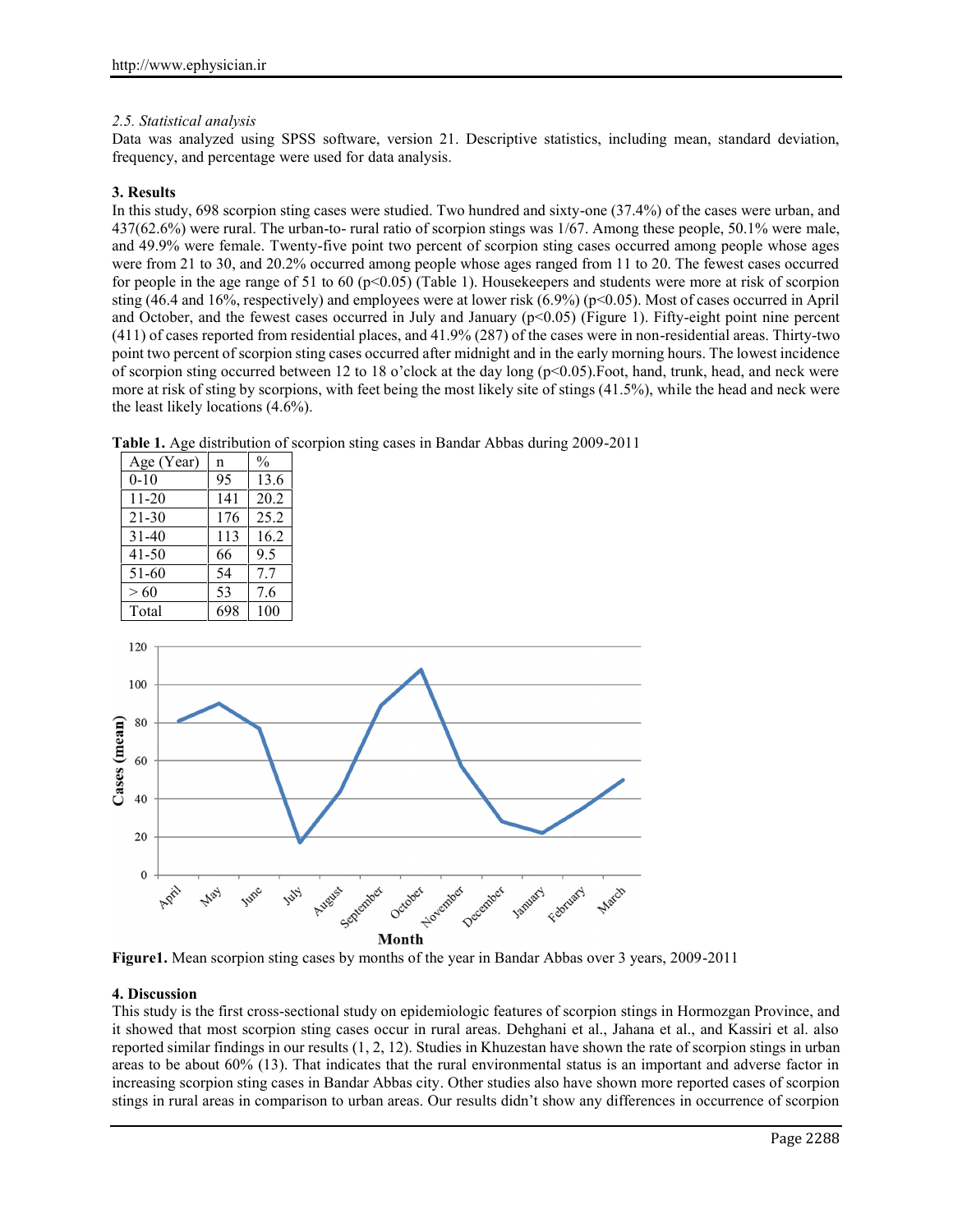*2.5. Statistical analysis*

Data was analyzed using SPSS software, version 21. Descriptive statistics, including mean, standard deviation, frequency, and percentage were used for data analysis.

## 3. Results

In this study, 698 scorpion sting cases were studied. Two hundred and sixty-one (37.4%) of the cases were urban, and 437(62.6%) were rural. The urban-to- rural ratio of scorpion stings was 1/67. Among these people, 50.1% were male, and 49.9% were female. Twenty-five point two percent of scorpion sting cases occurred among people whose ages were from 21 to 30, and 20.2% occurred among people whose ages ranged from 11 to 20. The fewest cases occurred for people in the age range of 51 to 60 ($p<0.05$) (Table 1). Housekeepers and students were more at risk of scorpion sting (46.4 and 16%, respectively) and employees were at lower risk (6.9%) ($p<0.05$). Most of cases occurred in April and October, and the fewest cases occurred in July and January ($p<0.05$) (Figure 1). Fifty-eight point nine percent (411) of cases reported from residential places, and 41.9% (287) of the cases were in non-residential areas. Thirty-two point two percent of scorpion sting cases occurred after midnight and in the early morning hours. The lowest incidence of scorpion sting occurred between 12 to 18 o'clock at the day long ($p<0.05$).Foot, hand, trunk, head, and neck were more at risk of sting by scorpions, with feet being the most likely site of stings (41.5%), while the head and neck were the least likely locations (4.6%).

**Table 1.** Age distribution of scorpion sting cases in Bandar Abbas during 2009-2011

| Age (Year) | n | % |
|---|---|---|
| 0-10 | 95 | 13.6 |
| 11-20 | 141 | 20.2 |
| 21-30 | 176 | 25.2 |
| 31-40 | 113 | 16.2 |
| 41-50 | 66 | 9.5 |
| 51-60 | 54 | 7.7 |
| > 60 | 53 | 7.6 |
| Total | 698 | 100 |

**Figure1.** Mean scorpion sting cases by months of the year in Bandar Abbas over 3 years, 2009-2011

## 4. Discussion

This study is the first cross-sectional study on epidemiologic features of scorpion stings in Hormozgan Province, and it showed that most scorpion sting cases occur in rural areas. Dehghani et al., Jahana et al., and Kassiri et al. also reported similar findings in our results (1, 2, 12). Studies in Khuzestan have shown the rate of scorpion stings in urban areas to be about 60% (13). That indicates that the rural environmental status is an important and adverse factor in increasing scorpion sting cases in Bandar Abbas city. Other studies also have shown more reported cases of scorpion stings in rural areas in comparison to urban areas. Our results didn't show any differences in occurrence of scorpion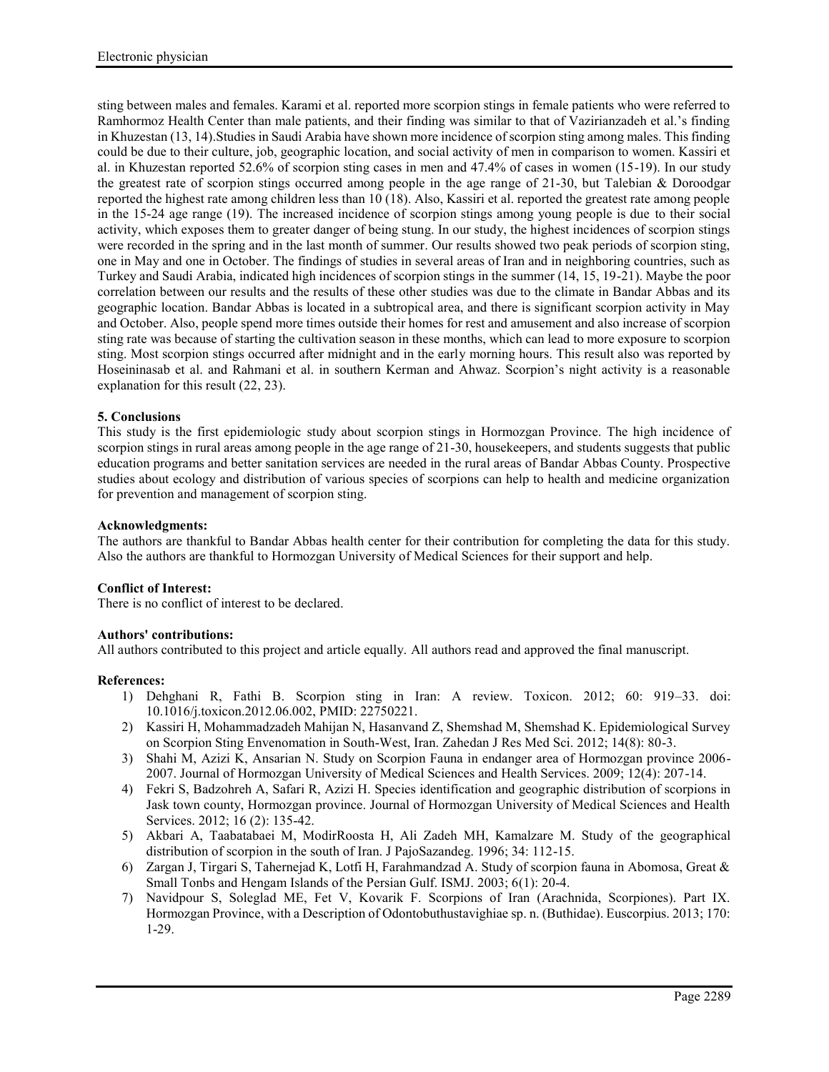sting between males and females. Karami et al. reported more scorpion stings in female patients who were referred to Ramhormoz Health Center than male patients, and their finding was similar to that of Vazirianzadeh et al.'s finding in Khuzestan (13, 14).Studies in Saudi Arabia have shown more incidence of scorpion sting among males. This finding could be due to their culture, job, geographic location, and social activity of men in comparison to women. Kassiri et al. in Khuzestan reported 52.6% of scorpion sting cases in men and 47.4% of cases in women (15-19). In our study the greatest rate of scorpion stings occurred among people in the age range of 21-30, but Talebian & Doroodgar reported the highest rate among children less than 10 (18). Also, Kassiri et al. reported the greatest rate among people in the 15-24 age range (19). The increased incidence of scorpion stings among young people is due to their social activity, which exposes them to greater danger of being stung. In our study, the highest incidences of scorpion stings were recorded in the spring and in the last month of summer. Our results showed two peak periods of scorpion sting, one in May and one in October. The findings of studies in several areas of Iran and in neighboring countries, such as Turkey and Saudi Arabia, indicated high incidences of scorpion stings in the summer (14, 15, 19-21). Maybe the poor correlation between our results and the results of these other studies was due to the climate in Bandar Abbas and its geographic location. Bandar Abbas is located in a subtropical area, and there is significant scorpion activity in May and October. Also, people spend more times outside their homes for rest and amusement and also increase of scorpion sting rate was because of starting the cultivation season in these months, which can lead to more exposure to scorpion sting. Most scorpion stings occurred after midnight and in the early morning hours. This result also was reported by Hoseininasab et al. and Rahmani et al. in southern Kerman and Ahwaz. Scorpion's night activity is a reasonable explanation for this result (22, 23).

## 5. Conclusions

This study is the first epidemiologic study about scorpion stings in Hormozgan Province. The high incidence of scorpion stings in rural areas among people in the age range of 21-30, housekeepers, and students suggests that public education programs and better sanitation services are needed in the rural areas of Bandar Abbas County. Prospective studies about ecology and distribution of various species of scorpions can help to health and medicine organization for prevention and management of scorpion sting.

**Acknowledgments:**

The authors are thankful to Bandar Abbas health center for their contribution for completing the data for this study. Also the authors are thankful to Hormozgan University of Medical Sciences for their support and help.

**Conflict of Interest:**

There is no conflict of interest to be declared.

**Authors' contributions:**

All authors contributed to this project and article equally. All authors read and approved the final manuscript.

**References:**

1) Dehghani R, Fathi B. Scorpion sting in Iran: A review. Toxicon. 2012; 60: 919–33. doi: 10.1016/j.toxicon.2012.06.002, PMID: 22750221.
2) Kassiri H, Mohammadzadeh Mahijan N, Hasanvand Z, Shemshad M, Shemshad K. Epidemiological Survey on Scorpion Sting Envenomation in South-West, Iran. Zahedan J Res Med Sci. 2012; 14(8): 80-3.
3) Shahi M, Azizi K, Ansarian N. Study on Scorpion Fauna in endanger area of Hormozgan province 2006-2007. Journal of Hormozgan University of Medical Sciences and Health Services. 2009; 12(4): 207-14.
4) Fekri S, Badzohreh A, Safari R, Azizi H. Species identification and geographic distribution of scorpions in Jask town county, Hormozgan province. Journal of Hormozgan University of Medical Sciences and Health Services. 2012; 16 (2): 135-42.
5) Akbari A, Taabatabaei M, ModirRoosta H, Ali Zadeh MH, Kamalzare M. Study of the geographical distribution of scorpion in the south of Iran. J PajoSazandeg. 1996; 34: 112-15.
6) Zargan J, Tirgari S, Tahernejad K, Lotfi H, Farahmandzad A. Study of scorpion fauna in Abomosa, Great & Small Tonbs and Hengam Islands of the Persian Gulf. ISMJ. 2003; 6(1): 20-4.
7) Navidpour S, Soleglad ME, Fet V, Kovarik F. Scorpions of Iran (Arachnida, Scorpiones). Part IX. Hormozgan Province, with a Description of Odontobuthustavighiae sp. n. (Buthidae). Euscorpius. 2013; 170: 1-29.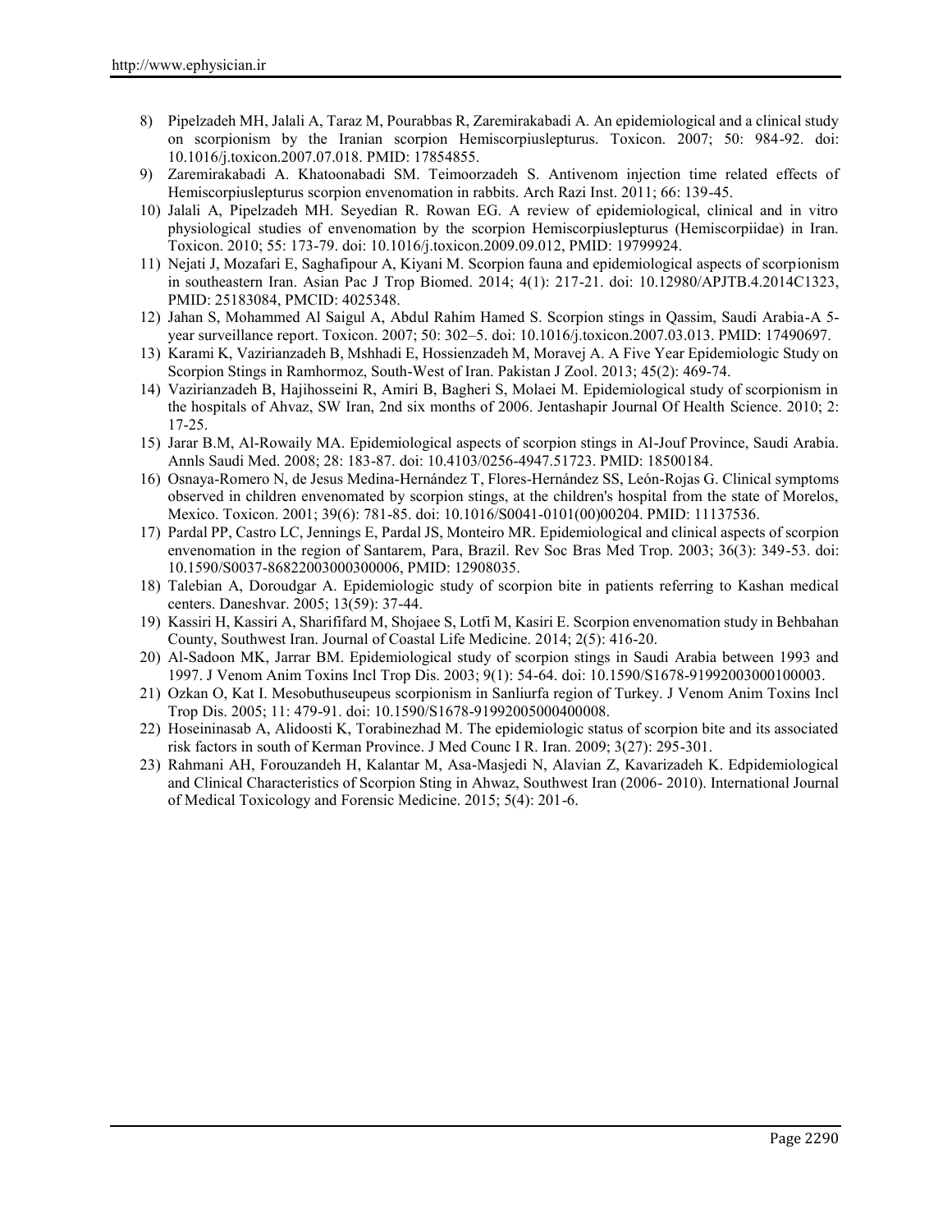8) Pipelzadeh MH, Jalali A, Taraz M, Pourabbas R, Zaremirakabadi A. An epidemiological and a clinical study on scorpionism by the Iranian scorpion Hemiscorpiuslepturus. Toxicon. 2007; 50: 984-92. doi: 10.1016/j.toxicon.2007.07.018. PMID: 17854855.
9) Zaremirakabadi A. Khatoonabadi SM. Teimoorzadeh S. Antivenom injection time related effects of Hemiscorpiuslepturus scorpion envenomation in rabbits. Arch Razi Inst. 2011; 66: 139-45.
10) Jalali A, Pipelzadeh MH. Seyedian R. Rowan EG. A review of epidemiological, clinical and in vitro physiological studies of envenomation by the scorpion Hemiscorpiuslepturus (Hemiscorpiidae) in Iran. Toxicon. 2010; 55: 173-79. doi: 10.1016/j.toxicon.2009.09.012, PMID: 19799924.
11) Nejati J, Mozafari E, Saghafipour A, Kiyani M. Scorpion fauna and epidemiological aspects of scorpionism in southeastern Iran. Asian Pac J Trop Biomed. 2014; 4(1): 217-21. doi: 10.12980/APJTB.4.2014C1323, PMID: 25183084, PMCID: 4025348.
12) Jahan S, Mohammed Al Saigul A, Abdul Rahim Hamed S. Scorpion stings in Qassim, Saudi Arabia-A 5-year surveillance report. Toxicon. 2007; 50: 302–5. doi: 10.1016/j.toxicon.2007.03.013. PMID: 17490697.
13) Karami K, Vazirianzadeh B, Mshhadi E, Hossienzadeh M, Moravej A. A Five Year Epidemiologic Study on Scorpion Stings in Ramhormoz, South-West of Iran. Pakistan J Zool. 2013; 45(2): 469-74.
14) Vazirianzadeh B, Hajihosseini R, Amiri B, Bagheri S, Molaei M. Epidemiological study of scorpionism in the hospitals of Ahvaz, SW Iran, 2nd six months of 2006. Jentashapir Journal Of Health Science. 2010; 2: 17-25.
15) Jarar B.M, Al-Rowaily MA. Epidemiological aspects of scorpion stings in Al-Jouf Province, Saudi Arabia. Annls Saudi Med. 2008; 28: 183-87. doi: 10.4103/0256-4947.51723. PMID: 18500184.
16) Osnaya-Romero N, de Jesus Medina-Hernández T, Flores-Hernández SS, León-Rojas G. Clinical symptoms observed in children envenomated by scorpion stings, at the children's hospital from the state of Morelos, Mexico. Toxicon. 2001; 39(6): 781-85. doi: 10.1016/S0041-0101(00)00204. PMID: 11137536.
17) Pardal PP, Castro LC, Jennings E, Pardal JS, Monteiro MR. Epidemiological and clinical aspects of scorpion envenomation in the region of Santarem, Para, Brazil. Rev Soc Bras Med Trop. 2003; 36(3): 349-53. doi: 10.1590/S0037-86822003000300006, PMID: 12908035.
18) Talebian A, Doroudgar A. Epidemiologic study of scorpion bite in patients referring to Kashan medical centers. Daneshvar. 2005; 13(59): 37-44.
19) Kassiri H, Kassiri A, Sharififard M, Shojaee S, Lotfi M, Kasiri E. Scorpion envenomation study in Behbahan County, Southwest Iran. Journal of Coastal Life Medicine. 2014; 2(5): 416-20.
20) Al-Sadoon MK, Jarrar BM. Epidemiological study of scorpion stings in Saudi Arabia between 1993 and 1997. J Venom Anim Toxins Incl Trop Dis. 2003; 9(1): 54-64. doi: 10.1590/S1678-91992003000100003.
21) Ozkan O, Kat I. Mesobuthuseupeus scorpionism in Sanliurfa region of Turkey. J Venom Anim Toxins Incl Trop Dis. 2005; 11: 479-91. doi: 10.1590/S1678-91992005000400008.
22) Hoseininasab A, Alidoosti K, Torabinezhad M. The epidemiologic status of scorpion bite and its associated risk factors in south of Kerman Province. J Med Counc I R. Iran. 2009; 3(27): 295-301.
23) Rahmani AH, Forouzandeh H, Kalantar M, Asa-Masjedi N, Alavian Z, Kavarizadeh K. Edpidemiological and Clinical Characteristics of Scorpion Sting in Ahwaz, Southwest Iran (2006- 2010). International Journal of Medical Toxicology and Forensic Medicine. 2015; 5(4): 201-6.